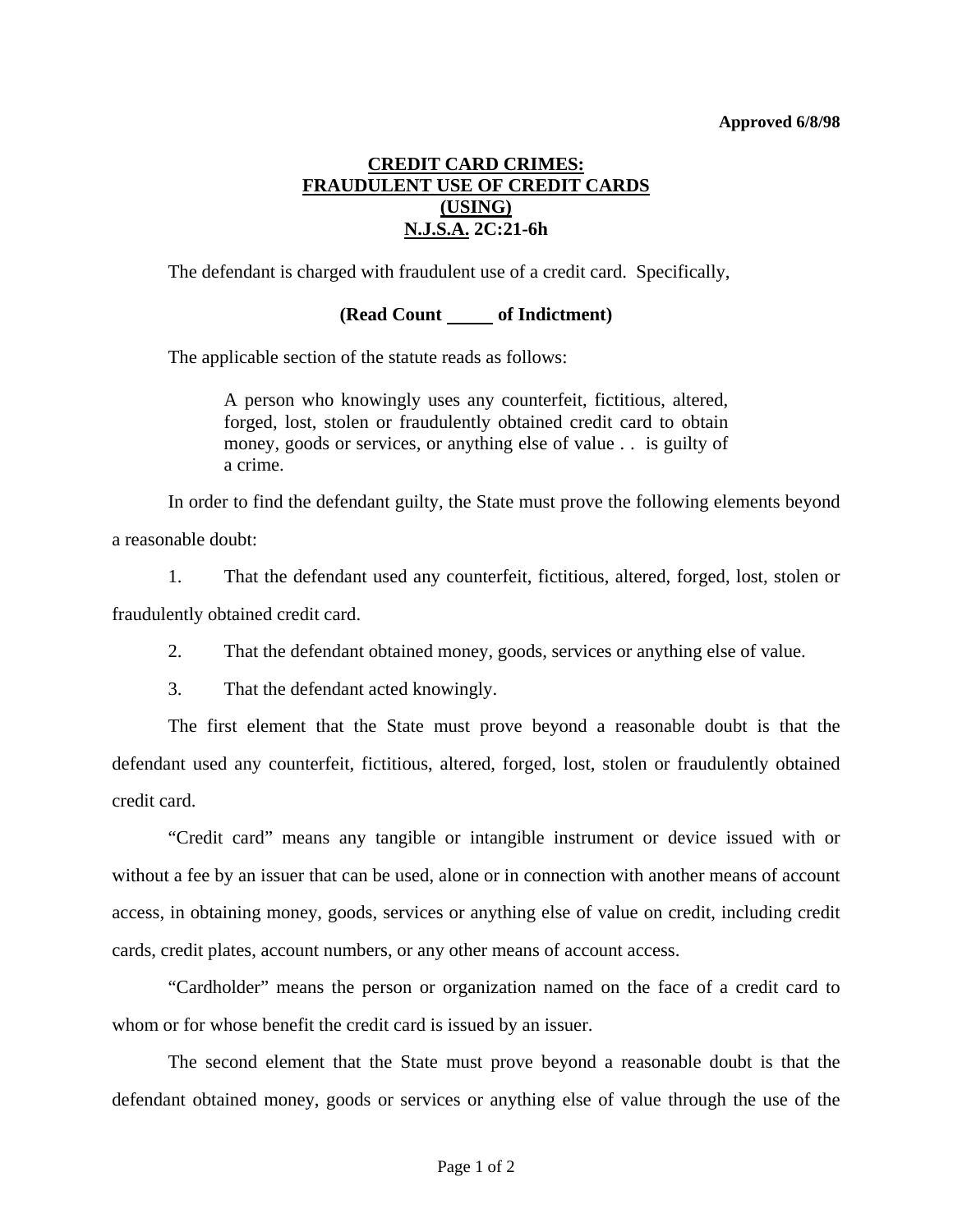**Approved 6/8/98**

# CREDIT CARD CRIMES: FRAUDULENT USE OF CREDIT CARDS (USING) N.J.S.A. 2C:21-6h

The defendant is charged with fraudulent use of a credit card. Specifically,

**(Read Count _____ of Indictment)**

The applicable section of the statute reads as follows:

> A person who knowingly uses any counterfeit, fictitious, altered, forged, lost, stolen or fraudulently obtained credit card to obtain money, goods or services, or anything else of value . . is guilty of a crime.

In order to find the defendant guilty, the State must prove the following elements beyond a reasonable doubt:

1. That the defendant used any counterfeit, fictitious, altered, forged, lost, stolen or fraudulently obtained credit card.
2. That the defendant obtained money, goods, services or anything else of value.
3. That the defendant acted knowingly.

The first element that the State must prove beyond a reasonable doubt is that the defendant used any counterfeit, fictitious, altered, forged, lost, stolen or fraudulently obtained credit card.

"Credit card" means any tangible or intangible instrument or device issued with or without a fee by an issuer that can be used, alone or in connection with another means of account access, in obtaining money, goods, services or anything else of value on credit, including credit cards, credit plates, account numbers, or any other means of account access.

"Cardholder" means the person or organization named on the face of a credit card to whom or for whose benefit the credit card is issued by an issuer.

The second element that the State must prove beyond a reasonable doubt is that the defendant obtained money, goods or services or anything else of value through the use of the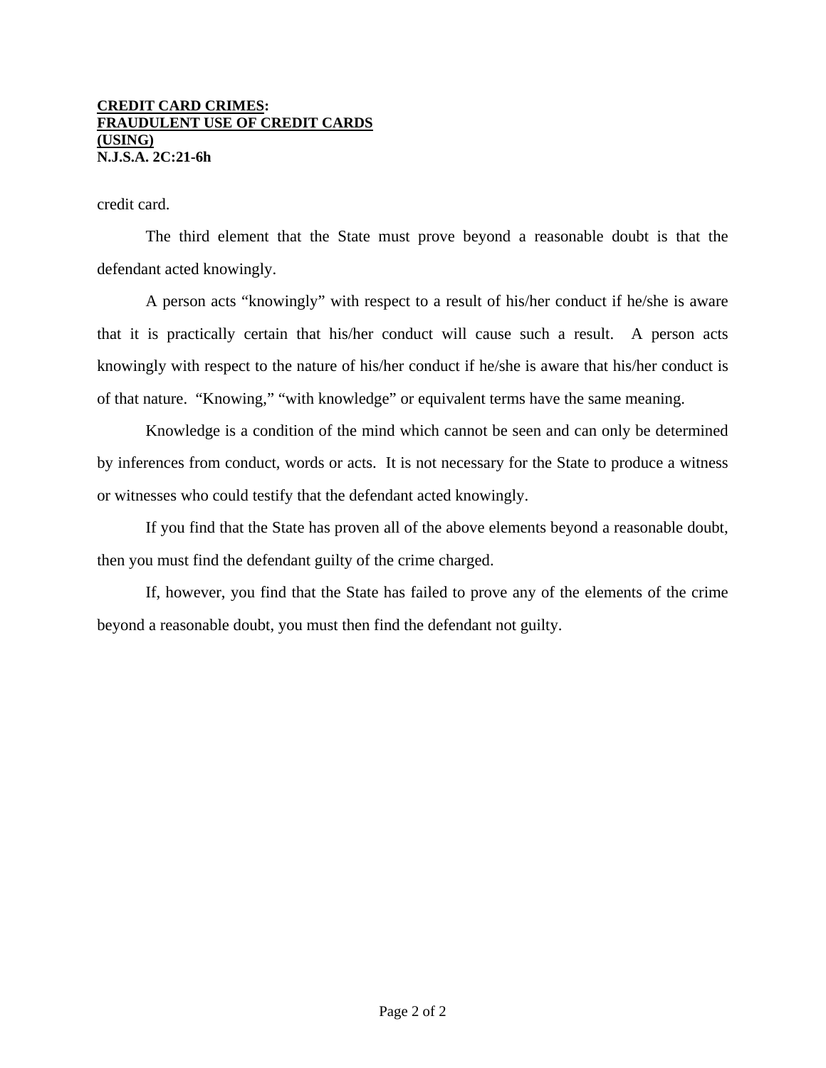credit card.

The third element that the State must prove beyond a reasonable doubt is that the defendant acted knowingly.

A person acts "knowingly" with respect to a result of his/her conduct if he/she is aware that it is practically certain that his/her conduct will cause such a result. A person acts knowingly with respect to the nature of his/her conduct if he/she is aware that his/her conduct is of that nature. "Knowing," "with knowledge" or equivalent terms have the same meaning.

Knowledge is a condition of the mind which cannot be seen and can only be determined by inferences from conduct, words or acts. It is not necessary for the State to produce a witness or witnesses who could testify that the defendant acted knowingly.

If you find that the State has proven all of the above elements beyond a reasonable doubt, then you must find the defendant guilty of the crime charged.

If, however, you find that the State has failed to prove any of the elements of the crime beyond a reasonable doubt, you must then find the defendant not guilty.